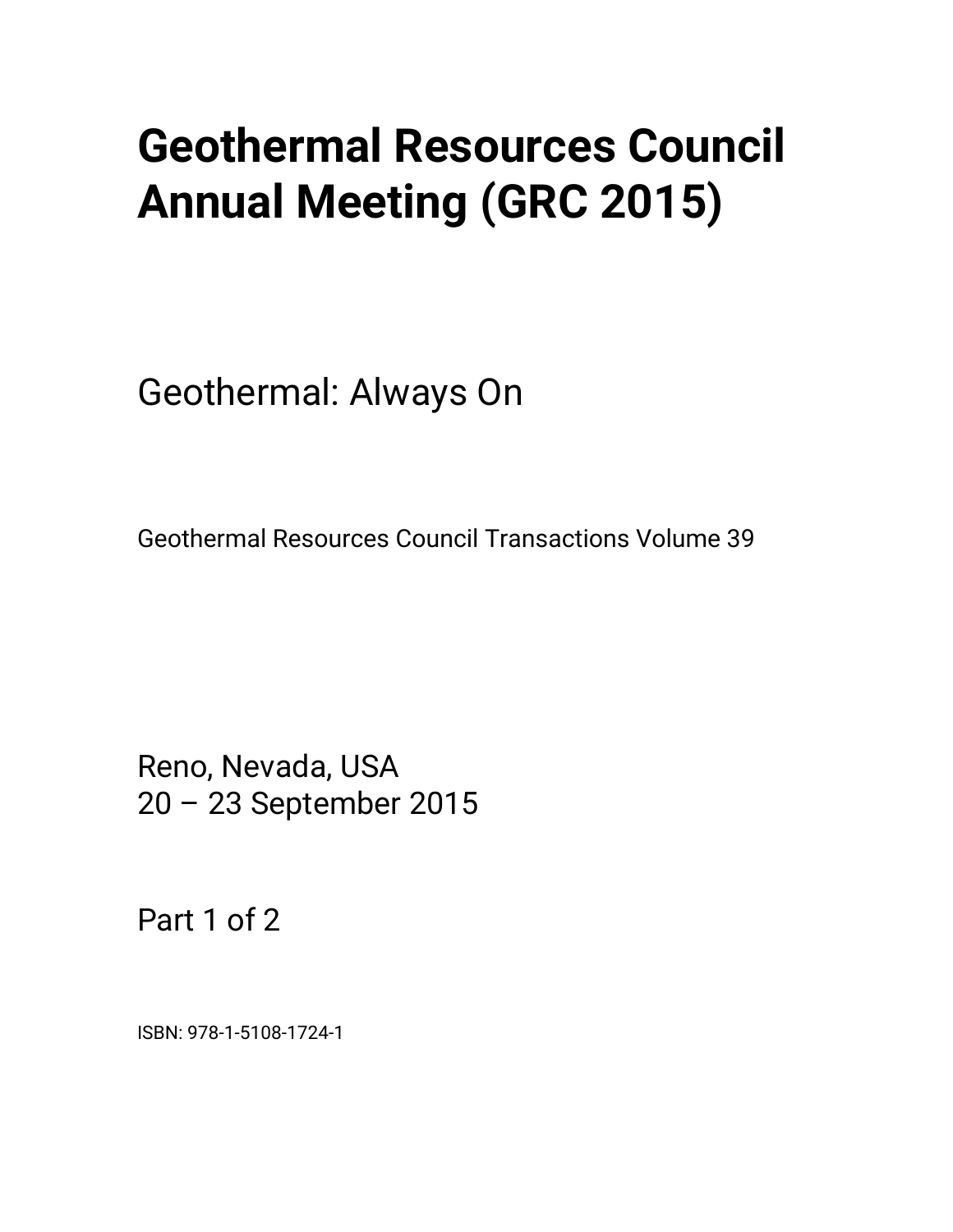# Geothermal Resources Council Annual Meeting (GRC 2015)

Geothermal: Always On

Geothermal Resources Council Transactions Volume 39

Reno, Nevada, USA
20 – 23 September 2015

Part 1 of 2

ISBN: 978-1-5108-1724-1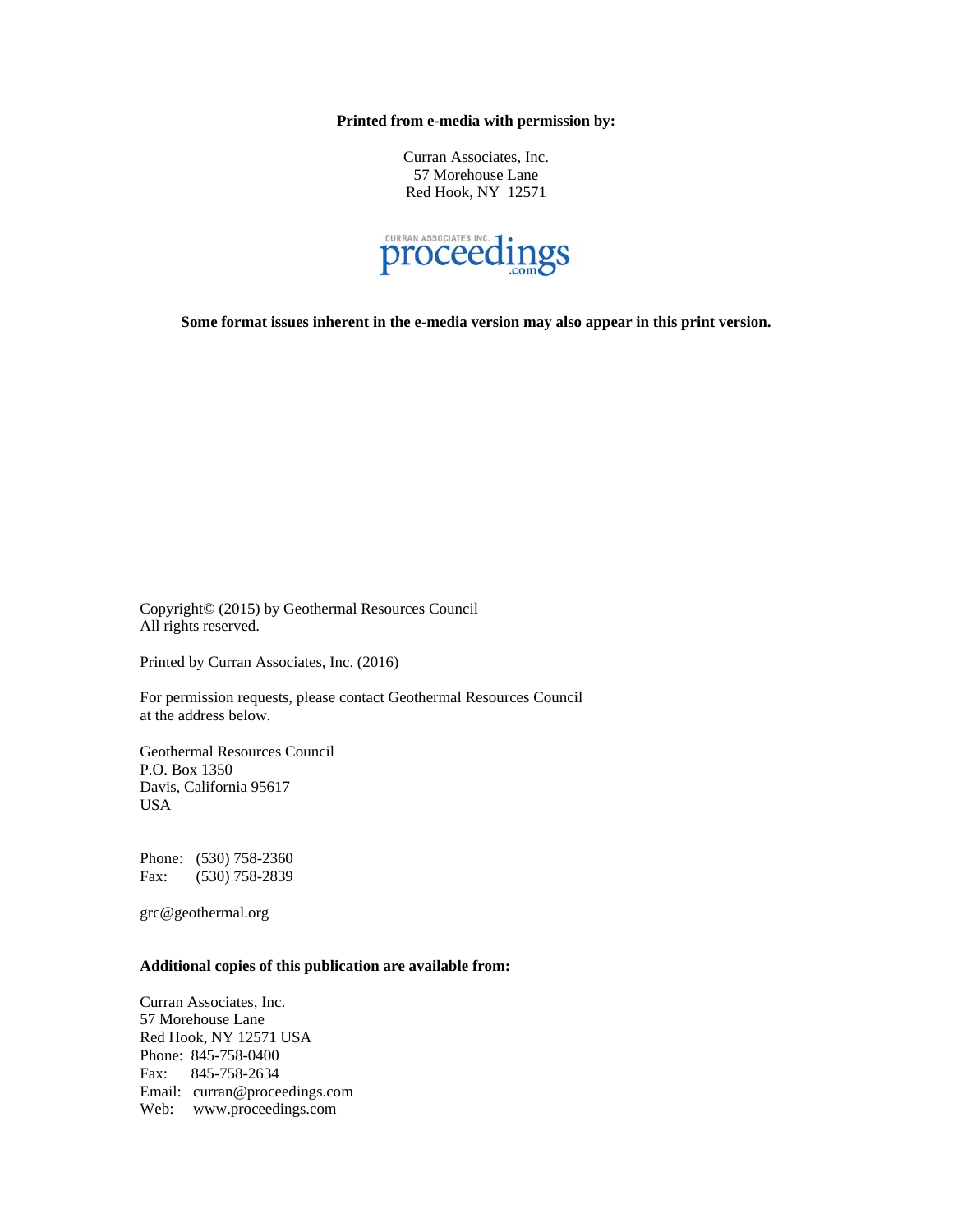**Printed from e-media with permission by:**

Curran Associates, Inc.
57 Morehouse Lane
Red Hook, NY 12571

CURRAN ASSOCIATES INC. proceedings.com

**Some format issues inherent in the e-media version may also appear in this print version.**

Copyright© (2015) by Geothermal Resources Council
All rights reserved.

Printed by Curran Associates, Inc. (2016)

For permission requests, please contact Geothermal Resources Council at the address below.

Geothermal Resources Council
P.O. Box 1350
Davis, California 95617
USA

Phone: (530) 758-2360
Fax: (530) 758-2839

grc@geothermal.org

**Additional copies of this publication are available from:**

Curran Associates, Inc.
57 Morehouse Lane
Red Hook, NY 12571 USA
Phone: 845-758-0400
Fax: 845-758-2634
Email: curran@proceedings.com
Web: www.proceedings.com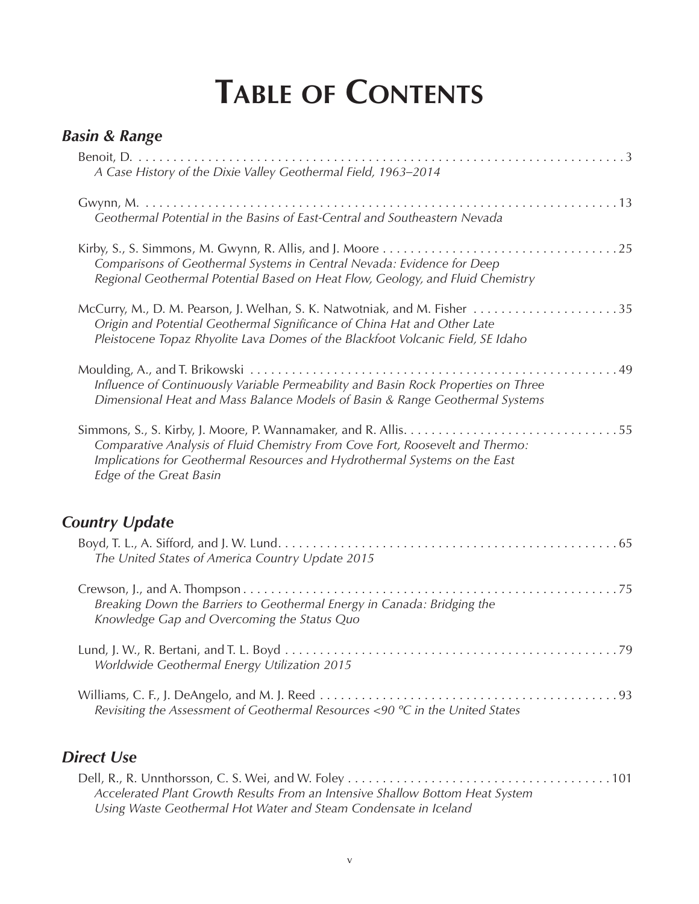# Table of Contents

## *Basin & Range*

Benoit, D. . . . . . . . . . . . . . . . . . . . . . . . . . . . . . . . . . . . . . . . . . . . . . . . . . . . . . . . . . . . . . . . . . . . . . . 3
*A Case History of the Dixie Valley Geothermal Field, 1963–2014*

Gwynn, M. . . . . . . . . . . . . . . . . . . . . . . . . . . . . . . . . . . . . . . . . . . . . . . . . . . . . . . . . . . . . . . . . . . . . . 13
*Geothermal Potential in the Basins of East-Central and Southeastern Nevada*

Kirby, S., S. Simmons, M. Gwynn, R. Allis, and J. Moore . . . . . . . . . . . . . . . . . . . . . . . . . . . . . . . . . . 25
*Comparisons of Geothermal Systems in Central Nevada: Evidence for Deep Regional Geothermal Potential Based on Heat Flow, Geology, and Fluid Chemistry*

McCurry, M., D. M. Pearson, J. Welhan, S. K. Natwotniak, and M. Fisher . . . . . . . . . . . . . . . . . . . . . . 35
*Origin and Potential Geothermal Significance of China Hat and Other Late Pleistocene Topaz Rhyolite Lava Domes of the Blackfoot Volcanic Field, SE Idaho*

Moulding, A., and T. Brikowski . . . . . . . . . . . . . . . . . . . . . . . . . . . . . . . . . . . . . . . . . . . . . . . . . . . . . 49
*Influence of Continuously Variable Permeability and Basin Rock Properties on Three Dimensional Heat and Mass Balance Models of Basin & Range Geothermal Systems*

Simmons, S., S. Kirby, J. Moore, P. Wannamaker, and R. Allis. . . . . . . . . . . . . . . . . . . . . . . . . . . . . . . 55
*Comparative Analysis of Fluid Chemistry From Cove Fort, Roosevelt and Thermo: Implications for Geothermal Resources and Hydrothermal Systems on the East Edge of the Great Basin*

## *Country Update*

Boyd, T. L., A. Sifford, and J. W. Lund. . . . . . . . . . . . . . . . . . . . . . . . . . . . . . . . . . . . . . . . . . . . . . . . . 65
*The United States of America Country Update 2015*

Crewson, J., and A. Thompson . . . . . . . . . . . . . . . . . . . . . . . . . . . . . . . . . . . . . . . . . . . . . . . . . . . . . . . 75
*Breaking Down the Barriers to Geothermal Energy in Canada: Bridging the Knowledge Gap and Overcoming the Status Quo*

Lund, J. W., R. Bertani, and T. L. Boyd . . . . . . . . . . . . . . . . . . . . . . . . . . . . . . . . . . . . . . . . . . . . . . . . 79
*Worldwide Geothermal Energy Utilization 2015*

Williams, C. F., J. DeAngelo, and M. J. Reed . . . . . . . . . . . . . . . . . . . . . . . . . . . . . . . . . . . . . . . . . . . . 93
*Revisiting the Assessment of Geothermal Resources <90 ºC in the United States*

## *Direct Use*

Dell, R., R. Unnthorsson, C. S. Wei, and W. Foley . . . . . . . . . . . . . . . . . . . . . . . . . . . . . . . . . . . . . . 101
*Accelerated Plant Growth Results From an Intensive Shallow Bottom Heat System Using Waste Geothermal Hot Water and Steam Condensate in Iceland*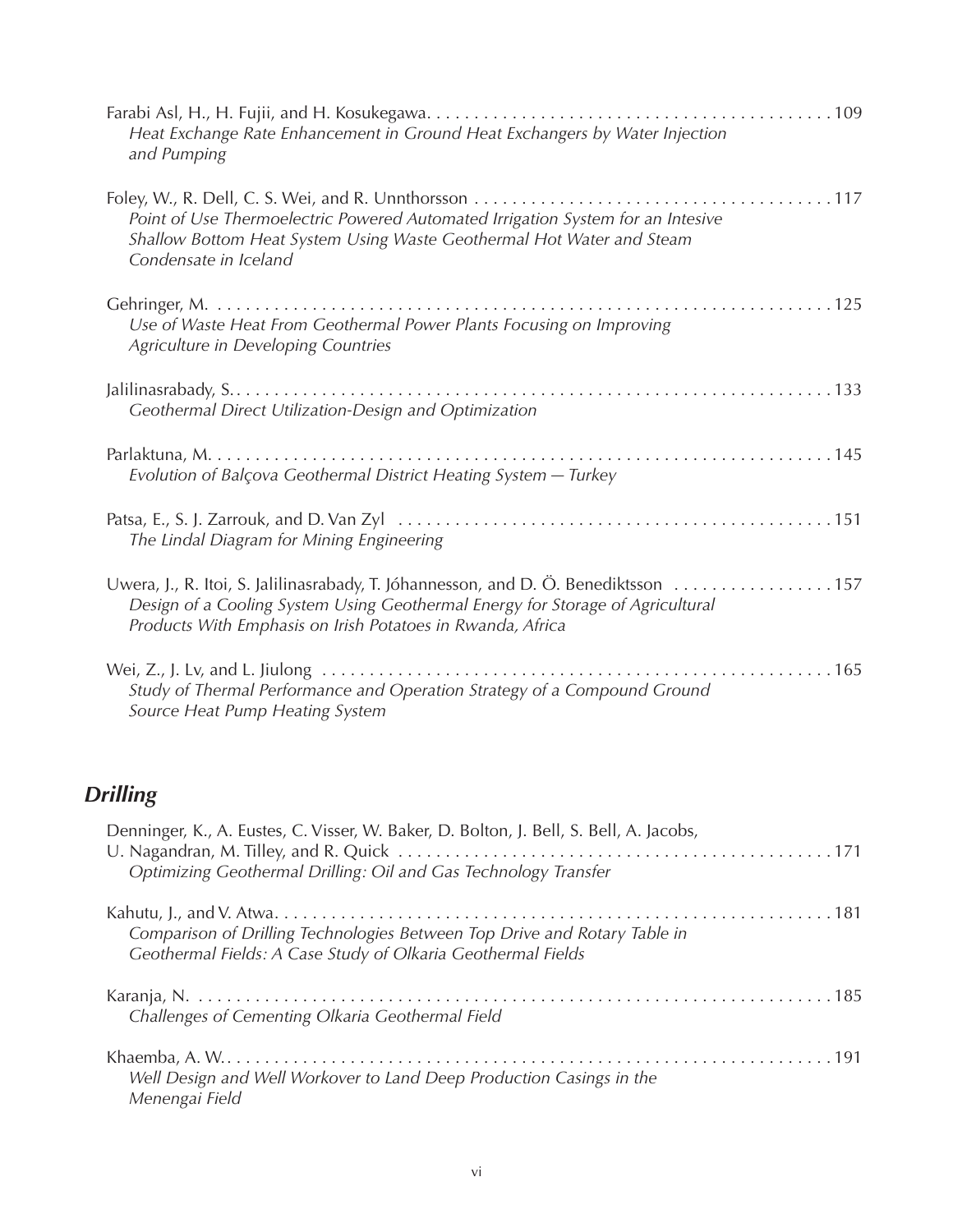Farabi Asl, H., H. Fujii, and H. Kosukegawa. . . . . . . . . . . . . . . . . . . . . . . . . . . . . . . . . . . . . . . . . . . 109
*Heat Exchange Rate Enhancement in Ground Heat Exchangers by Water Injection and Pumping*

Foley, W., R. Dell, C. S. Wei, and R. Unnthorsson . . . . . . . . . . . . . . . . . . . . . . . . . . . . . . . . . . . . . . 117
*Point of Use Thermoelectric Powered Automated Irrigation System for an Intesive Shallow Bottom Heat System Using Waste Geothermal Hot Water and Steam Condensate in Iceland*

Gehringer, M. . . . . . . . . . . . . . . . . . . . . . . . . . . . . . . . . . . . . . . . . . . . . . . . . . . . . . . . . . . . . . . . . . . 125
*Use of Waste Heat From Geothermal Power Plants Focusing on Improving Agriculture in Developing Countries*

Jalilinasrabady, S. . . . . . . . . . . . . . . . . . . . . . . . . . . . . . . . . . . . . . . . . . . . . . . . . . . . . . . . . . . . . . . . 133
*Geothermal Direct Utilization-Design and Optimization*

Parlaktuna, M. . . . . . . . . . . . . . . . . . . . . . . . . . . . . . . . . . . . . . . . . . . . . . . . . . . . . . . . . . . . . . . . . . . 145
*Evolution of Balçova Geothermal District Heating System — Turkey*

Patsa, E., S. J. Zarrouk, and D. Van Zyl . . . . . . . . . . . . . . . . . . . . . . . . . . . . . . . . . . . . . . . . . . . . . . 151
*The Lindal Diagram for Mining Engineering*

Uwera, J., R. Itoi, S. Jalilinasrabady, T. Jóhannesson, and D. Ö. Benediktsson . . . . . . . . . . . . . . . . . 157
*Design of a Cooling System Using Geothermal Energy for Storage of Agricultural Products With Emphasis on Irish Potatoes in Rwanda, Africa*

Wei, Z., J. Lv, and L. Jiulong . . . . . . . . . . . . . . . . . . . . . . . . . . . . . . . . . . . . . . . . . . . . . . . . . . . . . . 165
*Study of Thermal Performance and Operation Strategy of a Compound Ground Source Heat Pump Heating System*

## *Drilling*

Denninger, K., A. Eustes, C. Visser, W. Baker, D. Bolton, J. Bell, S. Bell, A. Jacobs, U. Nagandran, M. Tilley, and R. Quick . . . . . . . . . . . . . . . . . . . . . . . . . . . . . . . . . . . . . . . . . . . . . . . . . 171
*Optimizing Geothermal Drilling: Oil and Gas Technology Transfer*

Kahutu, J., and V. Atwa. . . . . . . . . . . . . . . . . . . . . . . . . . . . . . . . . . . . . . . . . . . . . . . . . . . . . . . . . . . . 181
*Comparison of Drilling Technologies Between Top Drive and Rotary Table in Geothermal Fields: A Case Study of Olkaria Geothermal Fields*

Karanja, N. . . . . . . . . . . . . . . . . . . . . . . . . . . . . . . . . . . . . . . . . . . . . . . . . . . . . . . . . . . . . . . . . . . . . 185
*Challenges of Cementing Olkaria Geothermal Field*

Khaemba, A. W.. . . . . . . . . . . . . . . . . . . . . . . . . . . . . . . . . . . . . . . . . . . . . . . . . . . . . . . . . . . . . . . . . . 191
*Well Design and Well Workover to Land Deep Production Casings in the Menengai Field*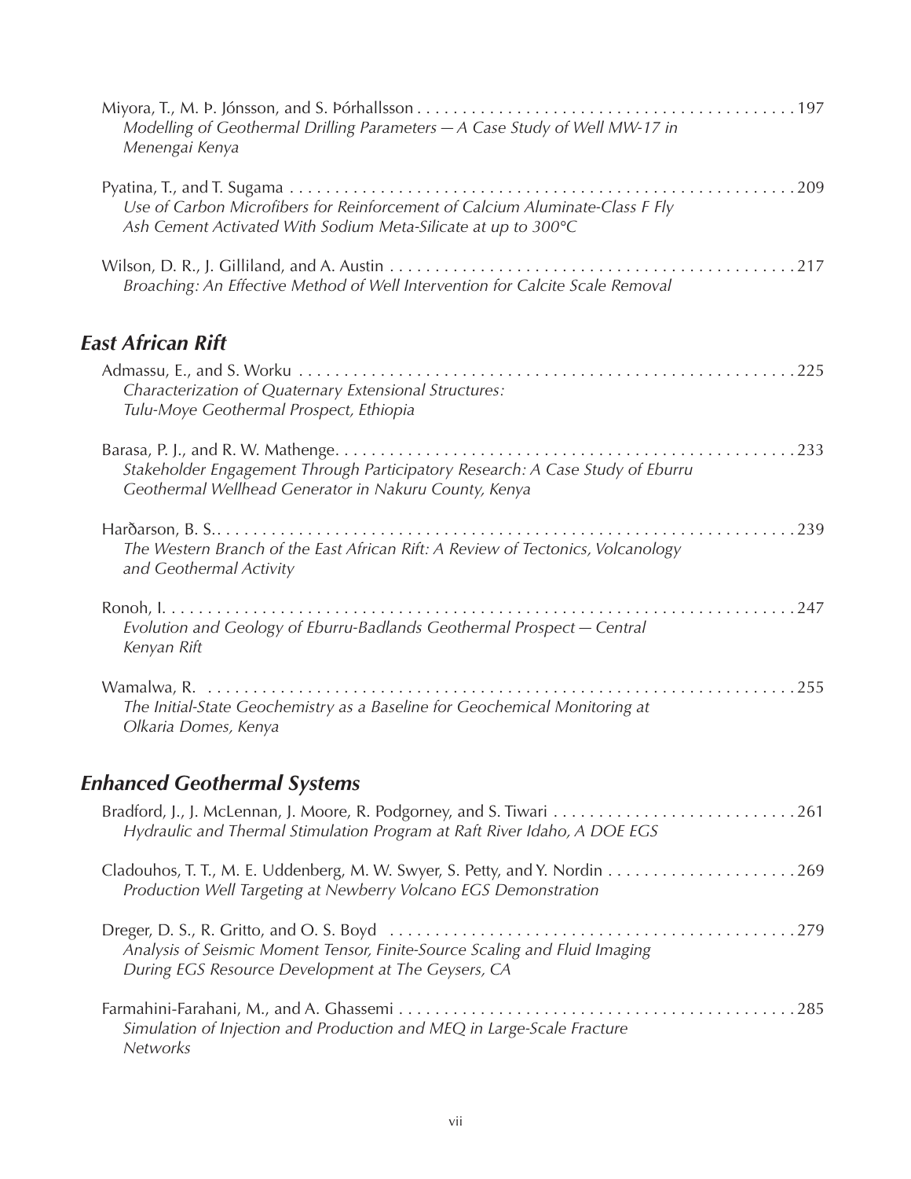Miyora, T., M. Þ. Jónsson, and S. Þórhallsson . . . . . . . . . . . . . . . . . . . . . . . . . . . . . . . . . . . . . . . . . . 197
*Modelling of Geothermal Drilling Parameters — A Case Study of Well MW-17 in Menengai Kenya*

Pyatina, T., and T. Sugama . . . . . . . . . . . . . . . . . . . . . . . . . . . . . . . . . . . . . . . . . . . . . . . . . . . . . . . . 209
*Use of Carbon Microfibers for Reinforcement of Calcium Aluminate-Class F Fly Ash Cement Activated With Sodium Meta-Silicate at up to 300°C*

Wilson, D. R., J. Gilliland, and A. Austin . . . . . . . . . . . . . . . . . . . . . . . . . . . . . . . . . . . . . . . . . . . . . 217
*Broaching: An Effective Method of Well Intervention for Calcite Scale Removal*

## East African Rift

Admassu, E., and S. Worku . . . . . . . . . . . . . . . . . . . . . . . . . . . . . . . . . . . . . . . . . . . . . . . . . . . . . . . . 225
*Characterization of Quaternary Extensional Structures: Tulu-Moye Geothermal Prospect, Ethiopia*

Barasa, P. J., and R. W. Mathenge. . . . . . . . . . . . . . . . . . . . . . . . . . . . . . . . . . . . . . . . . . . . . . . . . . . . 233
*Stakeholder Engagement Through Participatory Research: A Case Study of Eburru Geothermal Wellhead Generator in Nakuru County, Kenya*

Harðarson, B. S.. . . . . . . . . . . . . . . . . . . . . . . . . . . . . . . . . . . . . . . . . . . . . . . . . . . . . . . . . . . . . . . . . 239
*The Western Branch of the East African Rift: A Review of Tectonics, Volcanology and Geothermal Activity*

Ronoh, I. . . . . . . . . . . . . . . . . . . . . . . . . . . . . . . . . . . . . . . . . . . . . . . . . . . . . . . . . . . . . . . . . . . . . . . 247
*Evolution and Geology of Eburru-Badlands Geothermal Prospect — Central Kenyan Rift*

Wamalwa, R. . . . . . . . . . . . . . . . . . . . . . . . . . . . . . . . . . . . . . . . . . . . . . . . . . . . . . . . . . . . . . . . . . . . 255
*The Initial-State Geochemistry as a Baseline for Geochemical Monitoring at Olkaria Domes, Kenya*

## Enhanced Geothermal Systems

Bradford, J., J. McLennan, J. Moore, R. Podgorney, and S. Tiwari . . . . . . . . . . . . . . . . . . . . . . . . . . . . 261
*Hydraulic and Thermal Stimulation Program at Raft River Idaho, A DOE EGS*

Cladouhos, T. T., M. E. Uddenberg, M. W. Swyer, S. Petty, and Y. Nordin . . . . . . . . . . . . . . . . . . . . . 269
*Production Well Targeting at Newberry Volcano EGS Demonstration*

Dreger, D. S., R. Gritto, and O. S. Boyd . . . . . . . . . . . . . . . . . . . . . . . . . . . . . . . . . . . . . . . . . . . . . . 279
*Analysis of Seismic Moment Tensor, Finite-Source Scaling and Fluid Imaging During EGS Resource Development at The Geysers, CA*

Farmahini-Farahani, M., and A. Ghassemi . . . . . . . . . . . . . . . . . . . . . . . . . . . . . . . . . . . . . . . . . . . . . 285
*Simulation of Injection and Production and MEQ in Large-Scale Fracture Networks*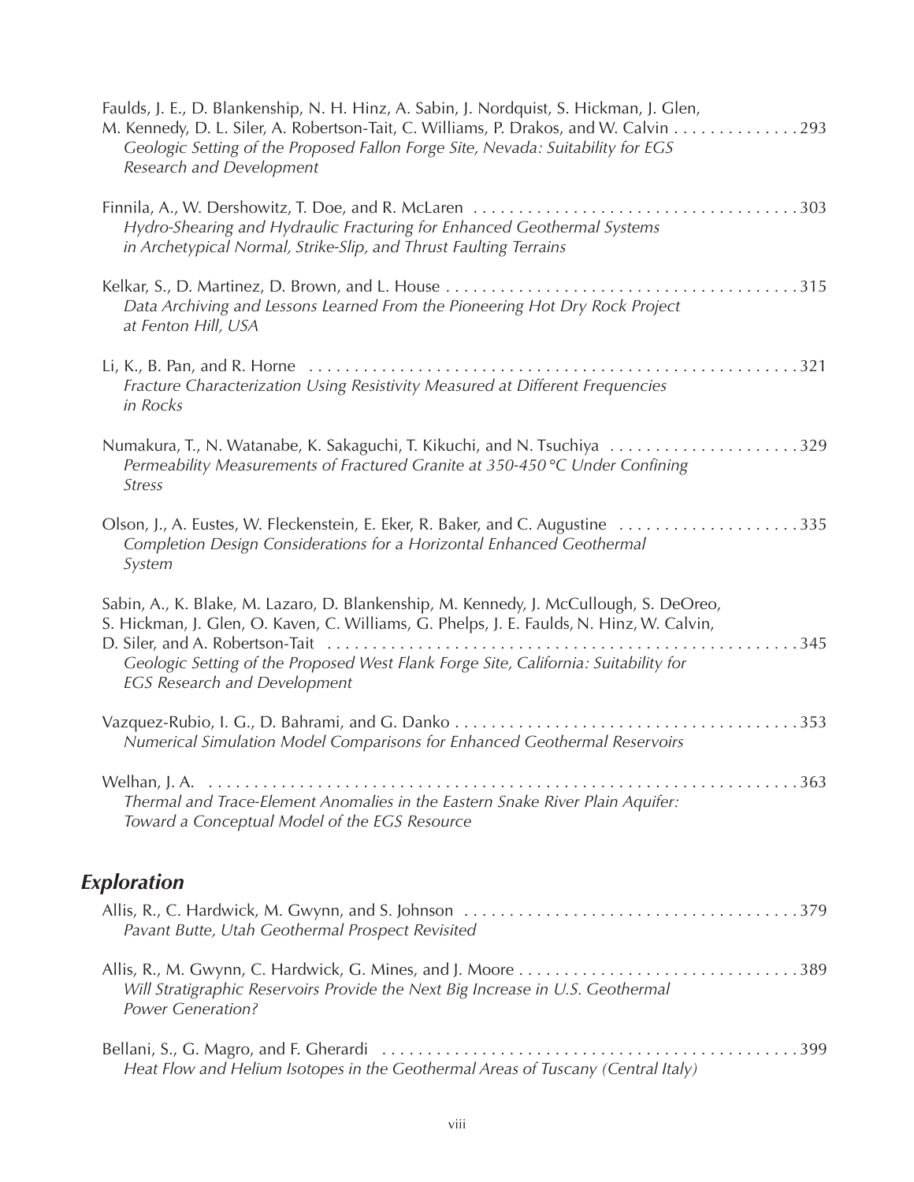Faulds, J. E., D. Blankenship, N. H. Hinz, A. Sabin, J. Nordquist, S. Hickman, J. Glen, M. Kennedy, D. L. Siler, A. Robertson-Tait, C. Williams, P. Drakos, and W. Calvin . . . . . . . . . . . . . . 293
*Geologic Setting of the Proposed Fallon Forge Site, Nevada: Suitability for EGS Research and Development*

Finnila, A., W. Dershowitz, T. Doe, and R. McLaren . . . . . . . . . . . . . . . . . . . . . . . . . . . . . . . . . . . . 303
*Hydro-Shearing and Hydraulic Fracturing for Enhanced Geothermal Systems in Archetypical Normal, Strike-Slip, and Thrust Faulting Terrains*

Kelkar, S., D. Martinez, D. Brown, and L. House . . . . . . . . . . . . . . . . . . . . . . . . . . . . . . . . . . . . . . . 315
*Data Archiving and Lessons Learned From the Pioneering Hot Dry Rock Project at Fenton Hill, USA*

Li, K., B. Pan, and R. Horne . . . . . . . . . . . . . . . . . . . . . . . . . . . . . . . . . . . . . . . . . . . . . . . . . . . . . . 321
*Fracture Characterization Using Resistivity Measured at Different Frequencies in Rocks*

Numakura, T., N. Watanabe, K. Sakaguchi, T. Kikuchi, and N. Tsuchiya . . . . . . . . . . . . . . . . . . . . . 329
*Permeability Measurements of Fractured Granite at 350-450 °C Under Confining Stress*

Olson, J., A. Eustes, W. Fleckenstein, E. Eker, R. Baker, and C. Augustine . . . . . . . . . . . . . . . . . . . . 335
*Completion Design Considerations for a Horizontal Enhanced Geothermal System*

Sabin, A., K. Blake, M. Lazaro, D. Blankenship, M. Kennedy, J. McCullough, S. DeOreo, S. Hickman, J. Glen, O. Kaven, C. Williams, G. Phelps, J. E. Faulds, N. Hinz, W. Calvin, D. Siler, and A. Robertson-Tait . . . . . . . . . . . . . . . . . . . . . . . . . . . . . . . . . . . . . . . . . . . . . . . . . . . 345
*Geologic Setting of the Proposed West Flank Forge Site, California: Suitability for EGS Research and Development*

Vazquez-Rubio, I. G., D. Bahrami, and G. Danko . . . . . . . . . . . . . . . . . . . . . . . . . . . . . . . . . . . . . . 353
*Numerical Simulation Model Comparisons for Enhanced Geothermal Reservoirs*

Welhan, J. A. . . . . . . . . . . . . . . . . . . . . . . . . . . . . . . . . . . . . . . . . . . . . . . . . . . . . . . . . . . . . . . . . 363
*Thermal and Trace-Element Anomalies in the Eastern Snake River Plain Aquifer: Toward a Conceptual Model of the EGS Resource*

## Exploration

Allis, R., C. Hardwick, M. Gwynn, and S. Johnson . . . . . . . . . . . . . . . . . . . . . . . . . . . . . . . . . . . . . 379
*Pavant Butte, Utah Geothermal Prospect Revisited*

Allis, R., M. Gwynn, C. Hardwick, G. Mines, and J. Moore . . . . . . . . . . . . . . . . . . . . . . . . . . . . . . . 389
*Will Stratigraphic Reservoirs Provide the Next Big Increase in U.S. Geothermal Power Generation?*

Bellani, S., G. Magro, and F. Gherardi . . . . . . . . . . . . . . . . . . . . . . . . . . . . . . . . . . . . . . . . . . . . . . 399
*Heat Flow and Helium Isotopes in the Geothermal Areas of Tuscany (Central Italy)*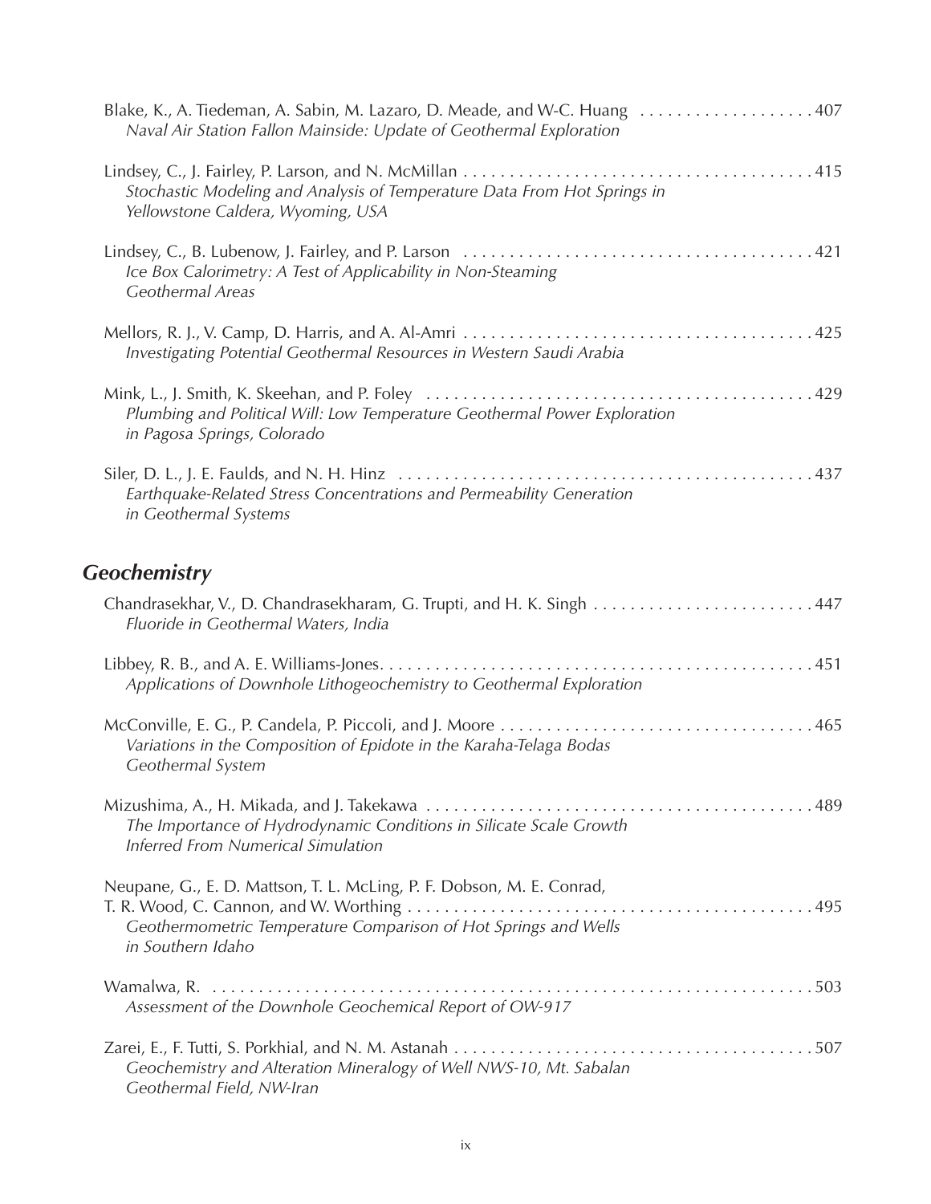Blake, K., A. Tiedeman, A. Sabin, M. Lazaro, D. Meade, and W-C. Huang . . . . . . . . . . . . . . . . . . . 407
*Naval Air Station Fallon Mainside: Update of Geothermal Exploration*

Lindsey, C., J. Fairley, P. Larson, and N. McMillan . . . . . . . . . . . . . . . . . . . . . . . . . . . . . . . . . . . . . . 415
*Stochastic Modeling and Analysis of Temperature Data From Hot Springs in Yellowstone Caldera, Wyoming, USA*

Lindsey, C., B. Lubenow, J. Fairley, and P. Larson . . . . . . . . . . . . . . . . . . . . . . . . . . . . . . . . . . . . . . 421
*Ice Box Calorimetry: A Test of Applicability in Non-Steaming Geothermal Areas*

Mellors, R. J., V. Camp, D. Harris, and A. Al-Amri . . . . . . . . . . . . . . . . . . . . . . . . . . . . . . . . . . . . . . 425
*Investigating Potential Geothermal Resources in Western Saudi Arabia*

Mink, L., J. Smith, K. Skeehan, and P. Foley . . . . . . . . . . . . . . . . . . . . . . . . . . . . . . . . . . . . . . . . . . 429
*Plumbing and Political Will: Low Temperature Geothermal Power Exploration in Pagosa Springs, Colorado*

Siler, D. L., J. E. Faulds, and N. H. Hinz . . . . . . . . . . . . . . . . . . . . . . . . . . . . . . . . . . . . . . . . . . . . . 437
*Earthquake-Related Stress Concentrations and Permeability Generation in Geothermal Systems*

## Geochemistry

Chandrasekhar, V., D. Chandrasekharam, G. Trupti, and H. K. Singh . . . . . . . . . . . . . . . . . . . . . . . . 447
*Fluoride in Geothermal Waters, India*

Libbey, R. B., and A. E. Williams-Jones. . . . . . . . . . . . . . . . . . . . . . . . . . . . . . . . . . . . . . . . . . . . . . . 451
*Applications of Downhole Lithogeochemistry to Geothermal Exploration*

McConville, E. G., P. Candela, P. Piccoli, and J. Moore . . . . . . . . . . . . . . . . . . . . . . . . . . . . . . . . . . 465
*Variations in the Composition of Epidote in the Karaha-Telaga Bodas Geothermal System*

Mizushima, A., H. Mikada, and J. Takekawa . . . . . . . . . . . . . . . . . . . . . . . . . . . . . . . . . . . . . . . . . . . 489
*The Importance of Hydrodynamic Conditions in Silicate Scale Growth Inferred From Numerical Simulation*

Neupane, G., E. D. Mattson, T. L. McLing, P. F. Dobson, M. E. Conrad, T. R. Wood, C. Cannon, and W. Worthing . . . . . . . . . . . . . . . . . . . . . . . . . . . . . . . . . . . . . . . . . . . . 495
*Geothermometric Temperature Comparison of Hot Springs and Wells in Southern Idaho*

Wamalwa, R. . . . . . . . . . . . . . . . . . . . . . . . . . . . . . . . . . . . . . . . . . . . . . . . . . . . . . . . . . . . . . . . . . . . 503
*Assessment of the Downhole Geochemical Report of OW-917*

Zarei, E., F. Tutti, S. Porkhial, and N. M. Astanah . . . . . . . . . . . . . . . . . . . . . . . . . . . . . . . . . . . . . . . 507
*Geochemistry and Alteration Mineralogy of Well NWS-10, Mt. Sabalan Geothermal Field, NW-Iran*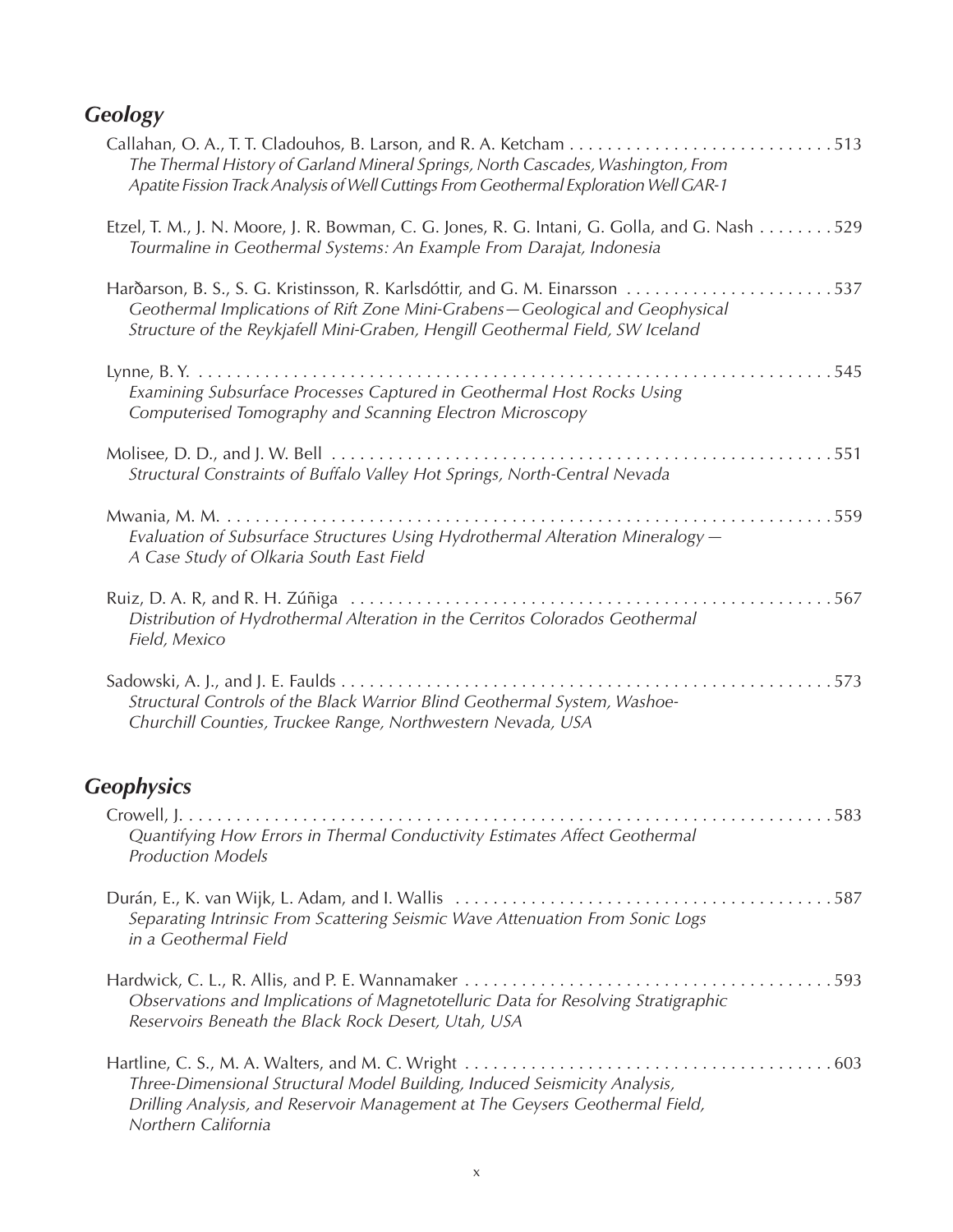## Geology

Callahan, O. A., T. T. Cladouhos, B. Larson, and R. A. Ketcham . . . . . . . . . . 513
*The Thermal History of Garland Mineral Springs, North Cascades, Washington, From Apatite Fission Track Analysis of Well Cuttings From Geothermal Exploration Well GAR-1*

Etzel, T. M., J. N. Moore, J. R. Bowman, C. G. Jones, R. G. Intani, G. Golla, and G. Nash . . . . . . . . 529
*Tourmaline in Geothermal Systems: An Example From Darajat, Indonesia*

Harðarson, B. S., S. G. Kristinsson, R. Karlsdóttir, and G. M. Einarsson . . . . . . . . . . 537
*Geothermal Implications of Rift Zone Mini-Grabens—Geological and Geophysical Structure of the Reykjafell Mini-Graben, Hengill Geothermal Field, SW Iceland*

Lynne, B. Y. . . . . . . . . . 545
*Examining Subsurface Processes Captured in Geothermal Host Rocks Using Computerised Tomography and Scanning Electron Microscopy*

Molisee, D. D., and J. W. Bell . . . . . . . . . . 551
*Structural Constraints of Buffalo Valley Hot Springs, North-Central Nevada*

Mwania, M. M. . . . . . . . . . . 559
*Evaluation of Subsurface Structures Using Hydrothermal Alteration Mineralogy — A Case Study of Olkaria South East Field*

Ruiz, D. A. R, and R. H. Zúñiga . . . . . . . . . . 567
*Distribution of Hydrothermal Alteration in the Cerritos Colorados Geothermal Field, Mexico*

Sadowski, A. J., and J. E. Faulds . . . . . . . . . . 573
*Structural Controls of the Black Warrior Blind Geothermal System, Washoe-Churchill Counties, Truckee Range, Northwestern Nevada, USA*

## Geophysics

Crowell, J. . . . . . . . . . . 583
*Quantifying How Errors in Thermal Conductivity Estimates Affect Geothermal Production Models*

Durán, E., K. van Wijk, L. Adam, and I. Wallis . . . . . . . . . . 587
*Separating Intrinsic From Scattering Seismic Wave Attenuation From Sonic Logs in a Geothermal Field*

Hardwick, C. L., R. Allis, and P. E. Wannamaker . . . . . . . . . . 593
*Observations and Implications of Magnetotelluric Data for Resolving Stratigraphic Reservoirs Beneath the Black Rock Desert, Utah, USA*

Hartline, C. S., M. A. Walters, and M. C. Wright . . . . . . . . . . 603
*Three-Dimensional Structural Model Building, Induced Seismicity Analysis, Drilling Analysis, and Reservoir Management at The Geysers Geothermal Field, Northern California*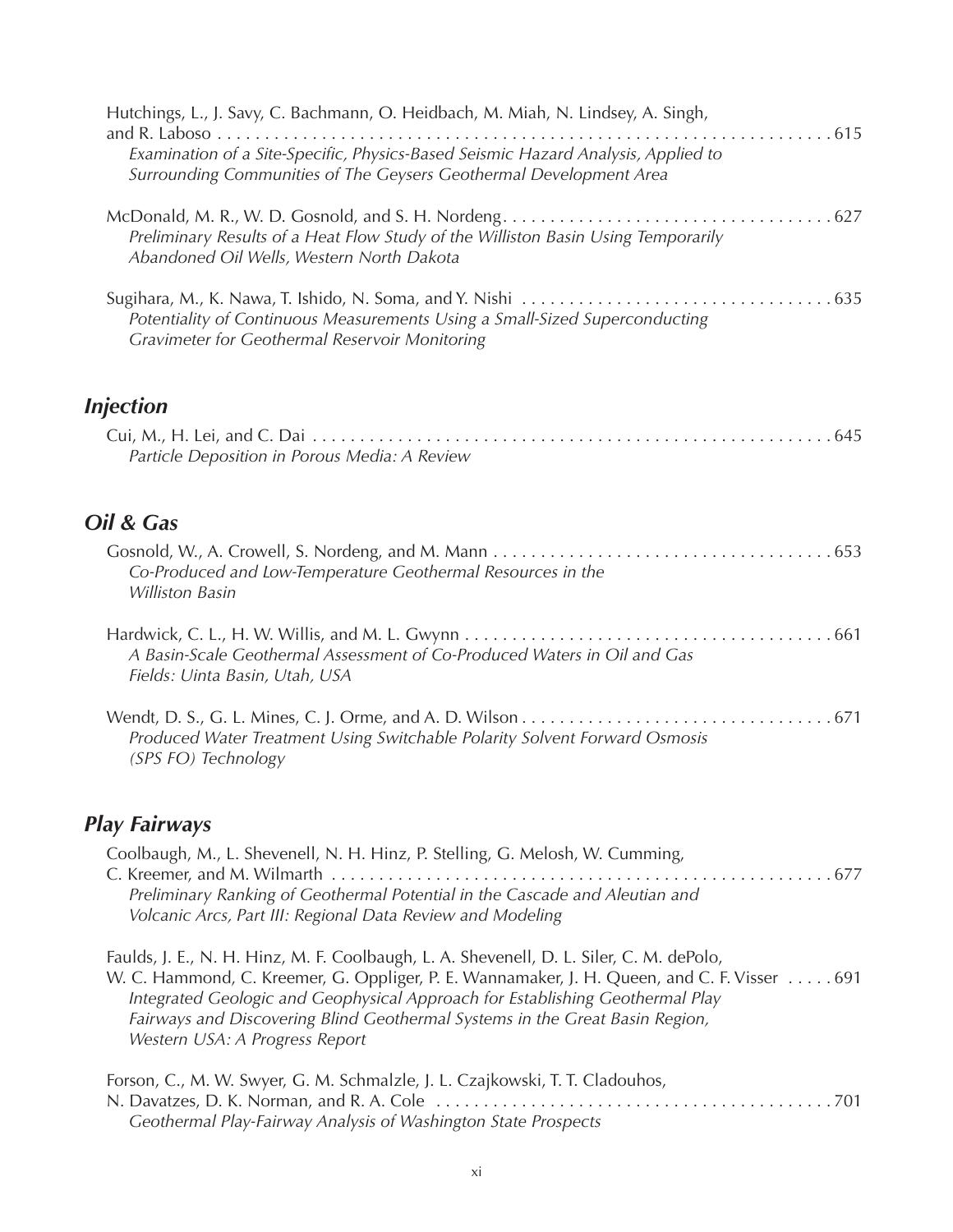Hutchings, L., J. Savy, C. Bachmann, O. Heidbach, M. Miah, N. Lindsey, A. Singh, and R. Laboso . . . . . . . . . . 615
*Examination of a Site-Specific, Physics-Based Seismic Hazard Analysis, Applied to Surrounding Communities of The Geysers Geothermal Development Area*

McDonald, M. R., W. D. Gosnold, and S. H. Nordeng . . . . . . . . . . 627
*Preliminary Results of a Heat Flow Study of the Williston Basin Using Temporarily Abandoned Oil Wells, Western North Dakota*

Sugihara, M., K. Nawa, T. Ishido, N. Soma, and Y. Nishi . . . . . . . . . . 635
*Potentiality of Continuous Measurements Using a Small-Sized Superconducting Gravimeter for Geothermal Reservoir Monitoring*

## *Injection*

Cui, M., H. Lei, and C. Dai . . . . . . . . . . 645
*Particle Deposition in Porous Media: A Review*

## *Oil & Gas*

Gosnold, W., A. Crowell, S. Nordeng, and M. Mann . . . . . . . . . . 653
*Co-Produced and Low-Temperature Geothermal Resources in the Williston Basin*

Hardwick, C. L., H. W. Willis, and M. L. Gwynn . . . . . . . . . . 661
*A Basin-Scale Geothermal Assessment of Co-Produced Waters in Oil and Gas Fields: Uinta Basin, Utah, USA*

Wendt, D. S., G. L. Mines, C. J. Orme, and A. D. Wilson . . . . . . . . . . 671
*Produced Water Treatment Using Switchable Polarity Solvent Forward Osmosis (SPS FO) Technology*

## *Play Fairways*

Coolbaugh, M., L. Shevenell, N. H. Hinz, P. Stelling, G. Melosh, W. Cumming, C. Kreemer, and M. Wilmarth . . . . . . . . . . 677
*Preliminary Ranking of Geothermal Potential in the Cascade and Aleutian and Volcanic Arcs, Part III: Regional Data Review and Modeling*

Faulds, J. E., N. H. Hinz, M. F. Coolbaugh, L. A. Shevenell, D. L. Siler, C. M. dePolo, W. C. Hammond, C. Kreemer, G. Oppliger, P. E. Wannamaker, J. H. Queen, and C. F. Visser . . . . . 691
*Integrated Geologic and Geophysical Approach for Establishing Geothermal Play Fairways and Discovering Blind Geothermal Systems in the Great Basin Region, Western USA: A Progress Report*

Forson, C., M. W. Swyer, G. M. Schmalzle, J. L. Czajkowski, T. T. Cladouhos, N. Davatzes, D. K. Norman, and R. A. Cole . . . . . . . . . . 701
*Geothermal Play-Fairway Analysis of Washington State Prospects*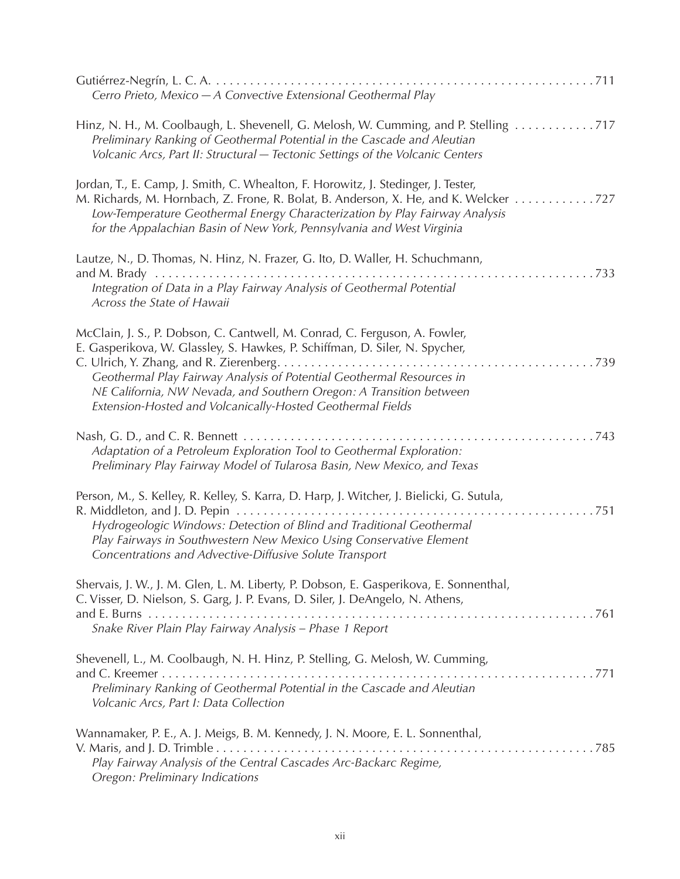Gutiérrez-Negrín, L. C. A. . . . . . . . . . . . . . . . . . . . . . . . . . . . . . . . . . . . . . . . . . . . . . . . . . . . . . . . . . 711
*Cerro Prieto, Mexico — A Convective Extensional Geothermal Play*

Hinz, N. H., M. Coolbaugh, L. Shevenell, G. Melosh, W. Cumming, and P. Stelling . . . . . . . . . . . . 717
*Preliminary Ranking of Geothermal Potential in the Cascade and Aleutian Volcanic Arcs, Part II: Structural — Tectonic Settings of the Volcanic Centers*

Jordan, T., E. Camp, J. Smith, C. Whealton, F. Horowitz, J. Stedinger, J. Tester, M. Richards, M. Hornbach, Z. Frone, R. Bolat, B. Anderson, X. He, and K. Welcker . . . . . . . . . . . . 727
*Low-Temperature Geothermal Energy Characterization by Play Fairway Analysis for the Appalachian Basin of New York, Pennsylvania and West Virginia*

Lautze, N., D. Thomas, N. Hinz, N. Frazer, G. Ito, D. Waller, H. Schuchmann, and M. Brady . . . . . . . . . . . . . . . . . . . . . . . . . . . . . . . . . . . . . . . . . . . . . . . . . . . . . . . . . . . . . . . . . . 733
*Integration of Data in a Play Fairway Analysis of Geothermal Potential Across the State of Hawaii*

McClain, J. S., P. Dobson, C. Cantwell, M. Conrad, C. Ferguson, A. Fowler, E. Gasperikova, W. Glassley, S. Hawkes, P. Schiffman, D. Siler, N. Spycher, C. Ulrich, Y. Zhang, and R. Zierenberg. . . . . . . . . . . . . . . . . . . . . . . . . . . . . . . . . . . . . . . . . . . . . . . . 739
*Geothermal Play Fairway Analysis of Potential Geothermal Resources in NE California, NW Nevada, and Southern Oregon: A Transition between Extension-Hosted and Volcanically-Hosted Geothermal Fields*

Nash, G. D., and C. R. Bennett . . . . . . . . . . . . . . . . . . . . . . . . . . . . . . . . . . . . . . . . . . . . . . . . . . . . 743
*Adaptation of a Petroleum Exploration Tool to Geothermal Exploration: Preliminary Play Fairway Model of Tularosa Basin, New Mexico, and Texas*

Person, M., S. Kelley, R. Kelley, S. Karra, D. Harp, J. Witcher, J. Bielicki, G. Sutula, R. Middleton, and J. D. Pepin . . . . . . . . . . . . . . . . . . . . . . . . . . . . . . . . . . . . . . . . . . . . . . . . . . . . . 751
*Hydrogeologic Windows: Detection of Blind and Traditional Geothermal Play Fairways in Southwestern New Mexico Using Conservative Element Concentrations and Advective-Diffusive Solute Transport*

Shervais, J. W., J. M. Glen, L. M. Liberty, P. Dobson, E. Gasperikova, E. Sonnenthal, C. Visser, D. Nielson, S. Garg, J. P. Evans, D. Siler, J. DeAngelo, N. Athens, and E. Burns . . . . . . . . . . . . . . . . . . . . . . . . . . . . . . . . . . . . . . . . . . . . . . . . . . . . . . . . . . . . . . . . . 761
*Snake River Plain Play Fairway Analysis – Phase 1 Report*

Shevenell, L., M. Coolbaugh, N. H. Hinz, P. Stelling, G. Melosh, W. Cumming, and C. Kreemer . . . . . . . . . . . . . . . . . . . . . . . . . . . . . . . . . . . . . . . . . . . . . . . . . . . . . . . . . . . . . . . 771
*Preliminary Ranking of Geothermal Potential in the Cascade and Aleutian Volcanic Arcs, Part I: Data Collection*

Wannamaker, P. E., A. J. Meigs, B. M. Kennedy, J. N. Moore, E. L. Sonnenthal, V. Maris, and J. D. Trimble . . . . . . . . . . . . . . . . . . . . . . . . . . . . . . . . . . . . . . . . . . . . . . . . . . . . . . . . . . 785
*Play Fairway Analysis of the Central Cascades Arc-Backarc Regime, Oregon: Preliminary Indications*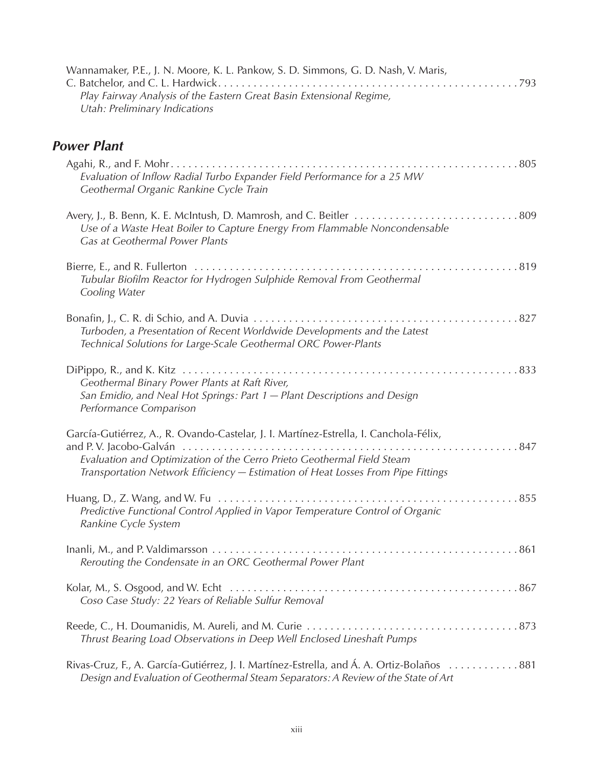Wannamaker, P.E., J. N. Moore, K. L. Pankow, S. D. Simmons, G. D. Nash, V. Maris, C. Batchelor, and C. L. Hardwick . . . . . . . . . . 793
*Play Fairway Analysis of the Eastern Great Basin Extensional Regime, Utah: Preliminary Indications*

## Power Plant

Agahi, R., and F. Mohr . . . . . . . . . . 805
*Evaluation of Inflow Radial Turbo Expander Field Performance for a 25 MW Geothermal Organic Rankine Cycle Train*

Avery, J., B. Benn, K. E. McIntush, D. Mamrosh, and C. Beitler . . . . . . . . . . 809
*Use of a Waste Heat Boiler to Capture Energy From Flammable Noncondensable Gas at Geothermal Power Plants*

Bierre, E., and R. Fullerton . . . . . . . . . . 819
*Tubular Biofilm Reactor for Hydrogen Sulphide Removal From Geothermal Cooling Water*

Bonafin, J., C. R. di Schio, and A. Duvia . . . . . . . . . . 827
*Turboden, a Presentation of Recent Worldwide Developments and the Latest Technical Solutions for Large-Scale Geothermal ORC Power-Plants*

DiPippo, R., and K. Kitz . . . . . . . . . . 833
*Geothermal Binary Power Plants at Raft River, San Emidio, and Neal Hot Springs: Part 1 — Plant Descriptions and Design Performance Comparison*

García-Gutiérrez, A., R. Ovando-Castelar, J. I. Martínez-Estrella, I. Canchola-Félix, and P. V. Jacobo-Galván . . . . . . . . . . 847
*Evaluation and Optimization of the Cerro Prieto Geothermal Field Steam Transportation Network Efficiency — Estimation of Heat Losses From Pipe Fittings*

Huang, D., Z. Wang, and W. Fu . . . . . . . . . . 855
*Predictive Functional Control Applied in Vapor Temperature Control of Organic Rankine Cycle System*

Inanli, M., and P. Valdimarsson . . . . . . . . . . 861
*Rerouting the Condensate in an ORC Geothermal Power Plant*

Kolar, M., S. Osgood, and W. Echt . . . . . . . . . . 867
*Coso Case Study: 22 Years of Reliable Sulfur Removal*

Reede, C., H. Doumanidis, M. Aureli, and M. Curie . . . . . . . . . . 873
*Thrust Bearing Load Observations in Deep Well Enclosed Lineshaft Pumps*

Rivas-Cruz, F., A. García-Gutiérrez, J. I. Martínez-Estrella, and Á. A. Ortiz-Bolaños . . . . . . . . . . 881
*Design and Evaluation of Geothermal Steam Separators: A Review of the State of Art*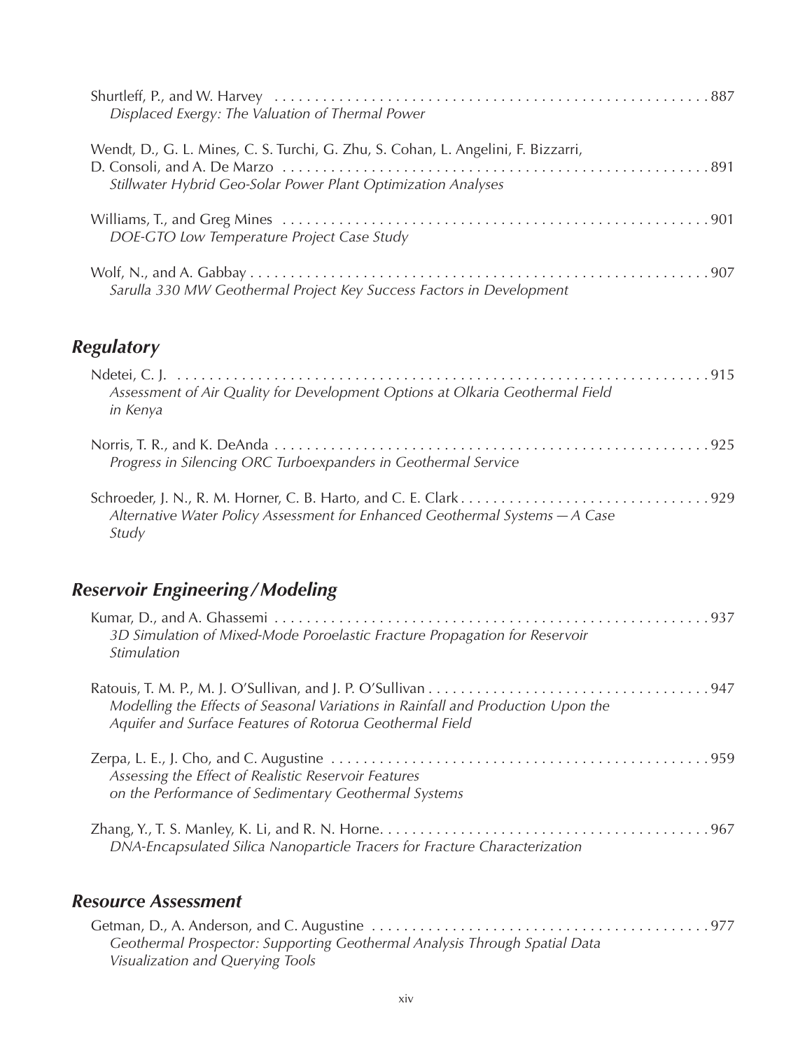Shurtleff, P., and W. Harvey . . . . . . . . . . . . . . . . . . . . . . . . . . . . . . . . . . . . . . . . . . . . . . . . . . . . . . . 887
*Displaced Exergy: The Valuation of Thermal Power*

Wendt, D., G. L. Mines, C. S. Turchi, G. Zhu, S. Cohan, L. Angelini, F. Bizzarri,
D. Consoli, and A. De Marzo . . . . . . . . . . . . . . . . . . . . . . . . . . . . . . . . . . . . . . . . . . . . . . . . . . . . . . . 891
*Stillwater Hybrid Geo-Solar Power Plant Optimization Analyses*

Williams, T., and Greg Mines . . . . . . . . . . . . . . . . . . . . . . . . . . . . . . . . . . . . . . . . . . . . . . . . . . . . . . . 901
*DOE-GTO Low Temperature Project Case Study*

Wolf, N., and A. Gabbay . . . . . . . . . . . . . . . . . . . . . . . . . . . . . . . . . . . . . . . . . . . . . . . . . . . . . . . . . . . 907
*Sarulla 330 MW Geothermal Project Key Success Factors in Development*

## *Regulatory*

Ndetei, C. J. . . . . . . . . . . . . . . . . . . . . . . . . . . . . . . . . . . . . . . . . . . . . . . . . . . . . . . . . . . . . . . . . . . . 915
*Assessment of Air Quality for Development Options at Olkaria Geothermal Field in Kenya*

Norris, T. R., and K. DeAnda . . . . . . . . . . . . . . . . . . . . . . . . . . . . . . . . . . . . . . . . . . . . . . . . . . . . . . . 925
*Progress in Silencing ORC Turboexpanders in Geothermal Service*

Schroeder, J. N., R. M. Horner, C. B. Harto, and C. E. Clark . . . . . . . . . . . . . . . . . . . . . . . . . . . . . . . 929
*Alternative Water Policy Assessment for Enhanced Geothermal Systems — A Case Study*

## *Reservoir Engineering / Modeling*

Kumar, D., and A. Ghassemi . . . . . . . . . . . . . . . . . . . . . . . . . . . . . . . . . . . . . . . . . . . . . . . . . . . . . . . 937
*3D Simulation of Mixed-Mode Poroelastic Fracture Propagation for Reservoir Stimulation*

Ratouis, T. M. P., M. J. O'Sullivan, and J. P. O'Sullivan . . . . . . . . . . . . . . . . . . . . . . . . . . . . . . . . . . . 947
*Modelling the Effects of Seasonal Variations in Rainfall and Production Upon the Aquifer and Surface Features of Rotorua Geothermal Field*

Zerpa, L. E., J. Cho, and C. Augustine . . . . . . . . . . . . . . . . . . . . . . . . . . . . . . . . . . . . . . . . . . . . . . . . 959
*Assessing the Effect of Realistic Reservoir Features on the Performance of Sedimentary Geothermal Systems*

Zhang, Y., T. S. Manley, K. Li, and R. N. Horne. . . . . . . . . . . . . . . . . . . . . . . . . . . . . . . . . . . . . . . . . . 967
*DNA-Encapsulated Silica Nanoparticle Tracers for Fracture Characterization*

## *Resource Assessment*

Getman, D., A. Anderson, and C. Augustine . . . . . . . . . . . . . . . . . . . . . . . . . . . . . . . . . . . . . . . . . . . 977
*Geothermal Prospector: Supporting Geothermal Analysis Through Spatial Data Visualization and Querying Tools*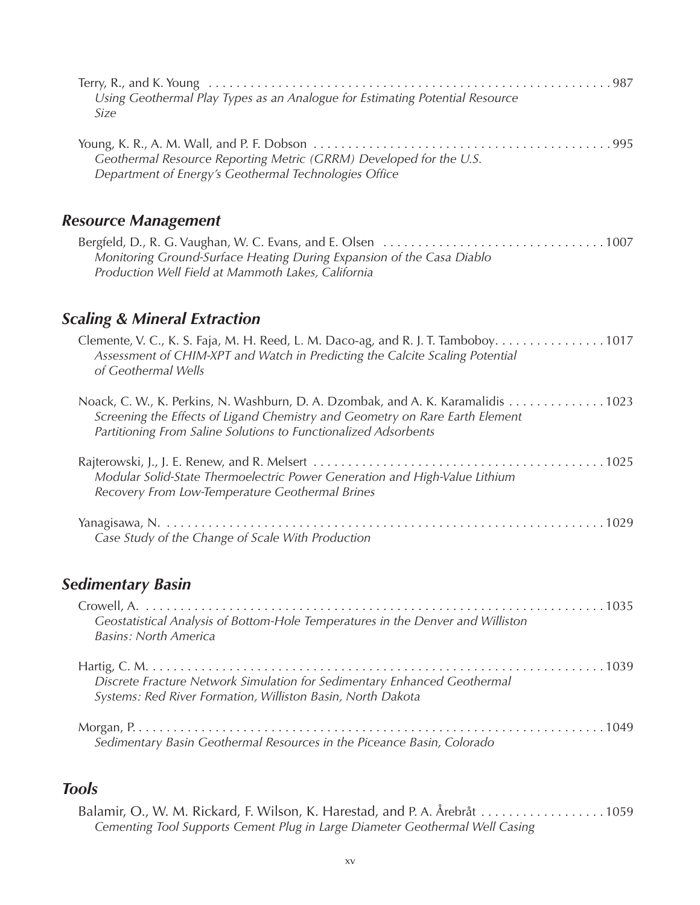Terry, R., and K. Young . . . . . . . . . . . . . . . . . . . . . . . . . . . . . . . . . . . . . . . . . . . . . . . . . . . . . . . . . . . 987
*Using Geothermal Play Types as an Analogue for Estimating Potential Resource Size*

Young, K. R., A. M. Wall, and P. F. Dobson . . . . . . . . . . . . . . . . . . . . . . . . . . . . . . . . . . . . . . . . . . . 995
*Geothermal Resource Reporting Metric (GRRM) Developed for the U.S. Department of Energy's Geothermal Technologies Office*

## *Resource Management*

Bergfeld, D., R. G. Vaughan, W. C. Evans, and E. Olsen . . . . . . . . . . . . . . . . . . . . . . . . . . . . . . . . 1007
*Monitoring Ground-Surface Heating During Expansion of the Casa Diablo Production Well Field at Mammoth Lakes, California*

## *Scaling & Mineral Extraction*

Clemente, V. C., K. S. Faja, M. H. Reed, L. M. Daco-ag, and R. J. T. Tamboboy. . . . . . . . . . . . . . . . 1017
*Assessment of CHIM-XPT and Watch in Predicting the Calcite Scaling Potential of Geothermal Wells*

Noack, C. W., K. Perkins, N. Washburn, D. A. Dzombak, and A. K. Karamalidis . . . . . . . . . . . . . . 1023
*Screening the Effects of Ligand Chemistry and Geometry on Rare Earth Element Partitioning From Saline Solutions to Functionalized Adsorbents*

Rajterowski, J., J. E. Renew, and R. Melsert . . . . . . . . . . . . . . . . . . . . . . . . . . . . . . . . . . . . . . . . . . 1025
*Modular Solid-State Thermoelectric Power Generation and High-Value Lithium Recovery From Low-Temperature Geothermal Brines*

Yanagisawa, N. . . . . . . . . . . . . . . . . . . . . . . . . . . . . . . . . . . . . . . . . . . . . . . . . . . . . . . . . . . . . . . . . . 1029
*Case Study of the Change of Scale With Production*

## *Sedimentary Basin*

Crowell, A. . . . . . . . . . . . . . . . . . . . . . . . . . . . . . . . . . . . . . . . . . . . . . . . . . . . . . . . . . . . . . . . . . . . . 1035
*Geostatistical Analysis of Bottom-Hole Temperatures in the Denver and Williston Basins: North America*

Hartig, C. M. . . . . . . . . . . . . . . . . . . . . . . . . . . . . . . . . . . . . . . . . . . . . . . . . . . . . . . . . . . . . . . . . . . . 1039
*Discrete Fracture Network Simulation for Sedimentary Enhanced Geothermal Systems: Red River Formation, Williston Basin, North Dakota*

Morgan, P. . . . . . . . . . . . . . . . . . . . . . . . . . . . . . . . . . . . . . . . . . . . . . . . . . . . . . . . . . . . . . . . . . . . . . 1049
*Sedimentary Basin Geothermal Resources in the Piceance Basin, Colorado*

## *Tools*

Balamir, O., W. M. Rickard, F. Wilson, K. Harestad, and P. A. Årebråt . . . . . . . . . . . . . . . . . . 1059
*Cementing Tool Supports Cement Plug in Large Diameter Geothermal Well Casing*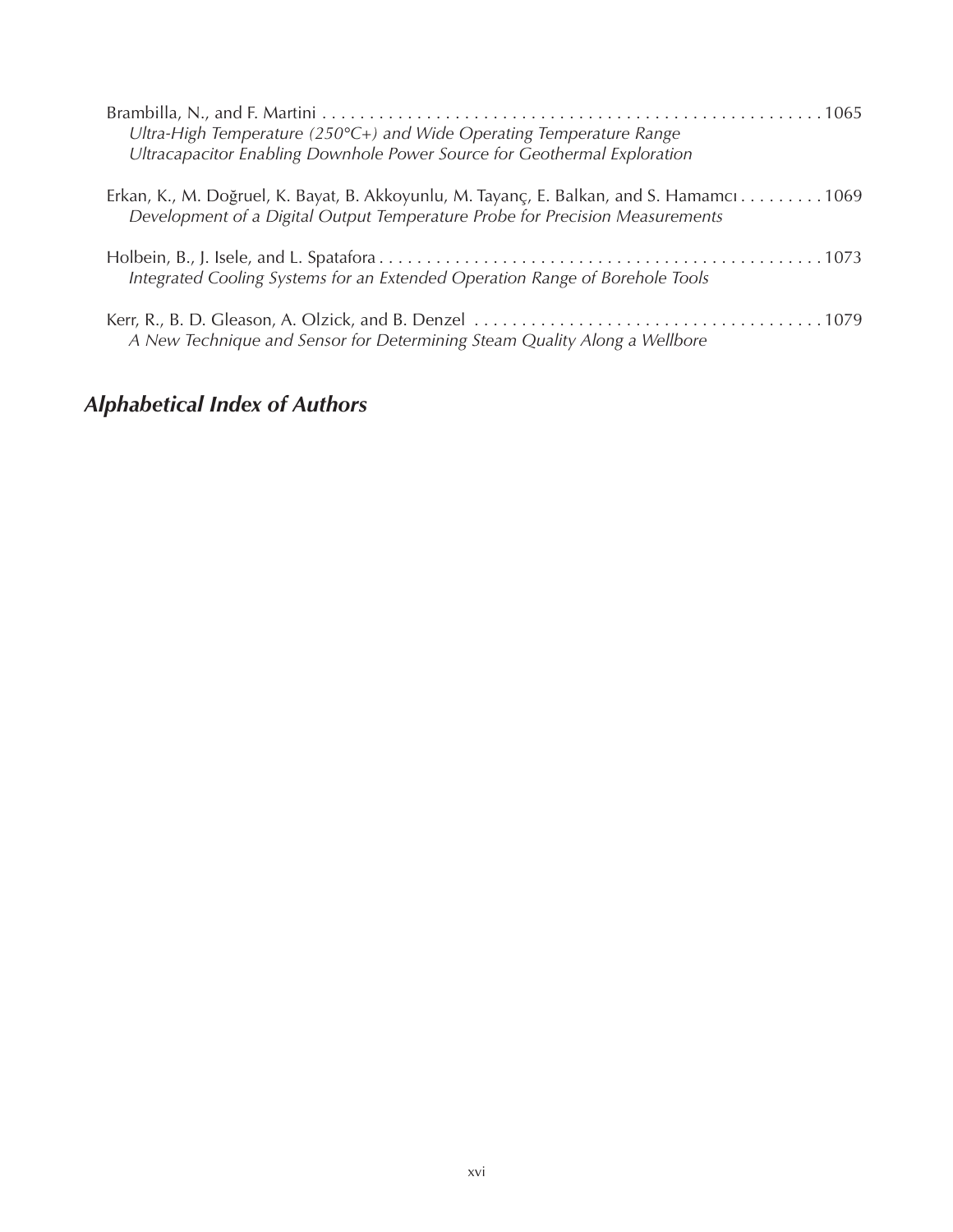Brambilla, N., and F. Martini . . . . . . . . . . . . . . . . . . . . . . . . . . . . . . . . . . . . . . . . . . . . . . . . . . . . . 1065
*Ultra-High Temperature (250°C+) and Wide Operating Temperature Range Ultracapacitor Enabling Downhole Power Source for Geothermal Exploration*

Erkan, K., M. Doğruel, K. Bayat, B. Akkoyunlu, M. Tayanç, E. Balkan, and S. Hamamcı . . . . . . . . . 1069
*Development of a Digital Output Temperature Probe for Precision Measurements*

Holbein, B., J. Isele, and L. Spatafora . . . . . . . . . . . . . . . . . . . . . . . . . . . . . . . . . . . . . . . . . . . . . . . . 1073
*Integrated Cooling Systems for an Extended Operation Range of Borehole Tools*

Kerr, R., B. D. Gleason, A. Olzick, and B. Denzel . . . . . . . . . . . . . . . . . . . . . . . . . . . . . . . . . . . . . . 1079
*A New Technique and Sensor for Determining Steam Quality Along a Wellbore*

## *Alphabetical Index of Authors*